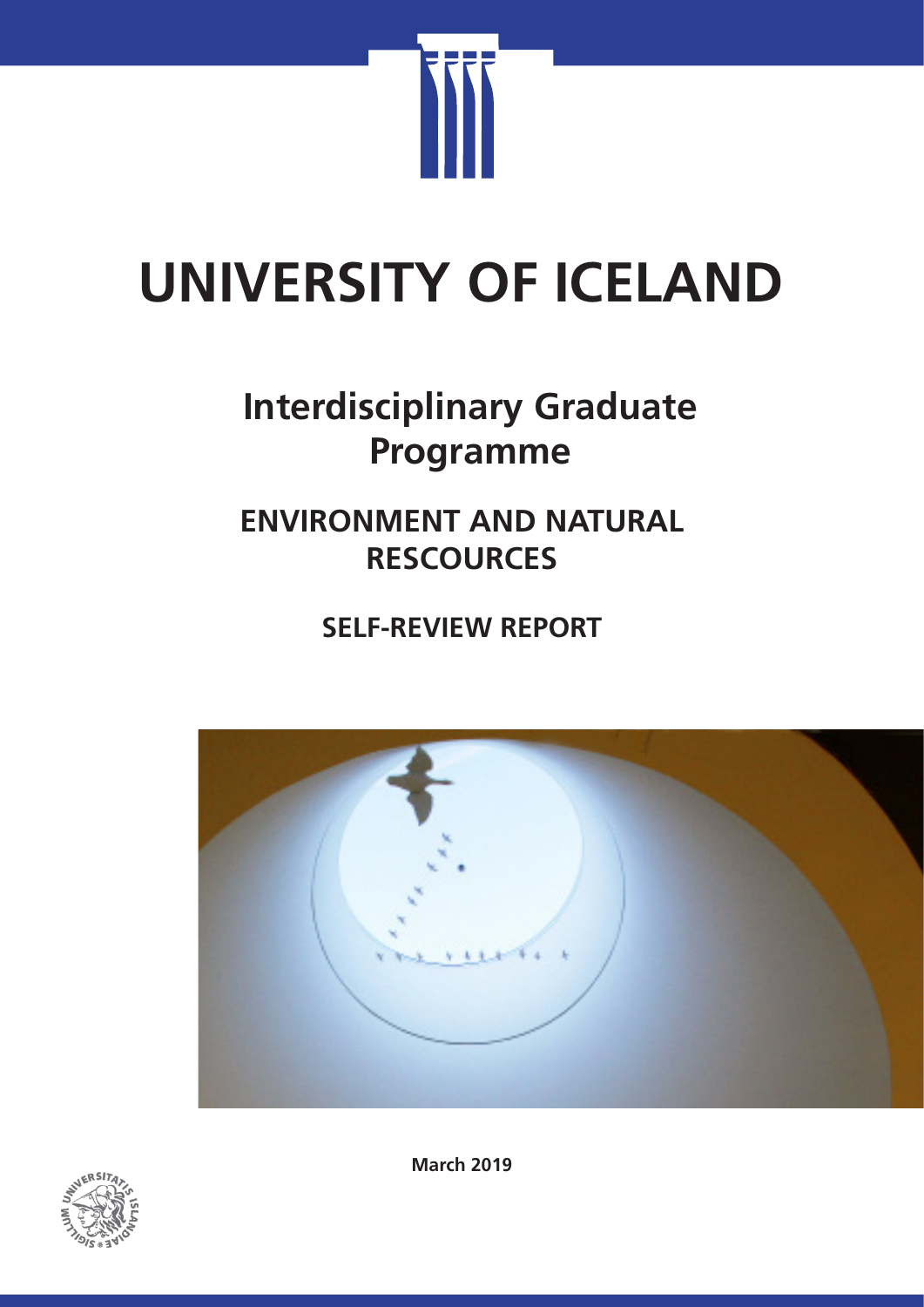# UNIVERSITY OF ICELAND

## Interdisciplinary Graduate Programme

## ENVIRONMENT AND NATURAL RESCOURCES

### SELF-REVIEW REPORT

March 2019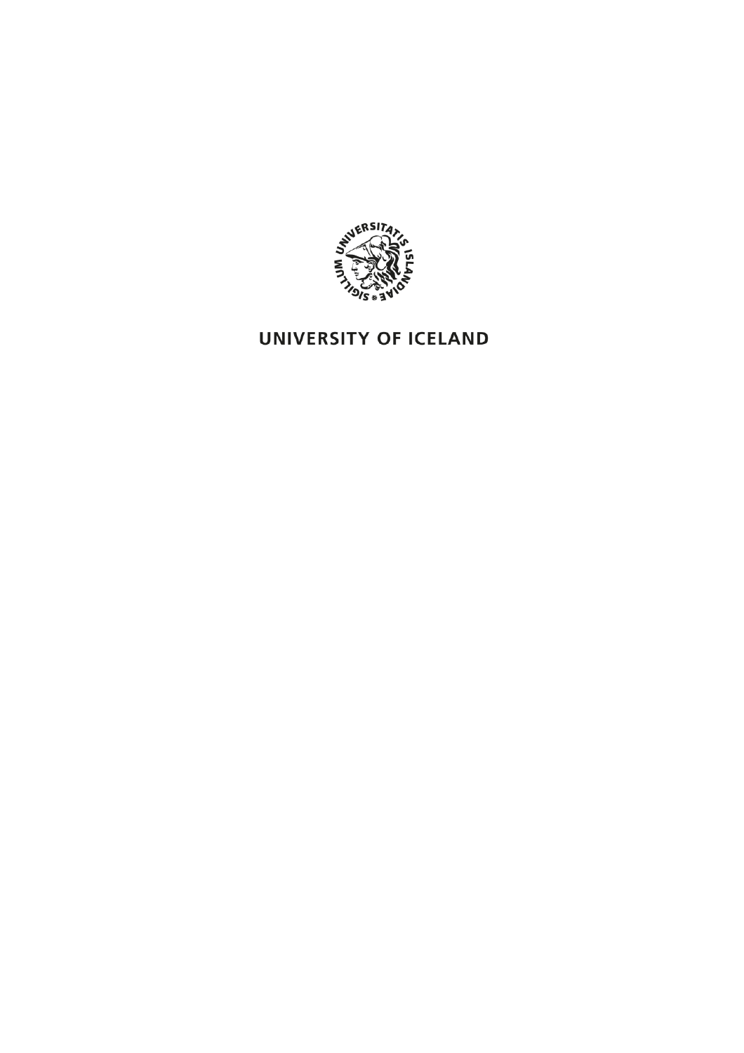SIGILLUM UNIVERSITATIS ISLANDIAE

UNIVERSITY OF ICELAND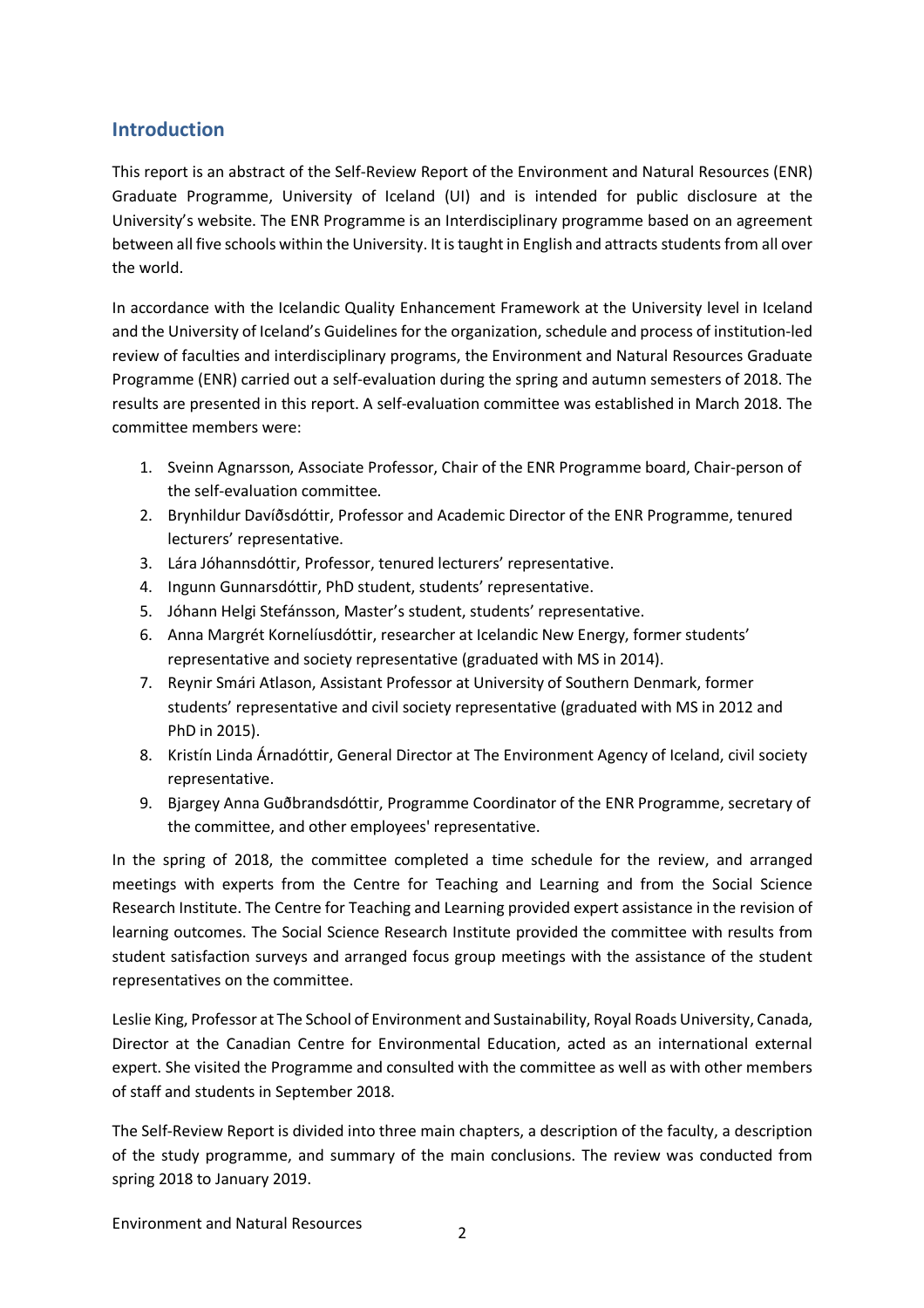## Introduction

This report is an abstract of the Self-Review Report of the Environment and Natural Resources (ENR) Graduate Programme, University of Iceland (UI) and is intended for public disclosure at the University's website. The ENR Programme is an Interdisciplinary programme based on an agreement between all five schools within the University. It is taught in English and attracts students from all over the world.

In accordance with the Icelandic Quality Enhancement Framework at the University level in Iceland and the University of Iceland's Guidelines for the organization, schedule and process of institution-led review of faculties and interdisciplinary programs, the Environment and Natural Resources Graduate Programme (ENR) carried out a self-evaluation during the spring and autumn semesters of 2018. The results are presented in this report. A self-evaluation committee was established in March 2018. The committee members were:

1. Sveinn Agnarsson, Associate Professor, Chair of the ENR Programme board, Chair-person of the self-evaluation committee.
2. Brynhildur Davíðsdóttir, Professor and Academic Director of the ENR Programme, tenured lecturers' representative.
3. Lára Jóhannsdóttir, Professor, tenured lecturers' representative.
4. Ingunn Gunnarsdóttir, PhD student, students' representative.
5. Jóhann Helgi Stefánsson, Master's student, students' representative.
6. Anna Margrét Kornelíusdóttir, researcher at Icelandic New Energy, former students' representative and society representative (graduated with MS in 2014).
7. Reynir Smári Atlason, Assistant Professor at University of Southern Denmark, former students' representative and civil society representative (graduated with MS in 2012 and PhD in 2015).
8. Kristín Linda Árnadóttir, General Director at The Environment Agency of Iceland, civil society representative.
9. Bjargey Anna Guðbrandsdóttir, Programme Coordinator of the ENR Programme, secretary of the committee, and other employees' representative.

In the spring of 2018, the committee completed a time schedule for the review, and arranged meetings with experts from the Centre for Teaching and Learning and from the Social Science Research Institute. The Centre for Teaching and Learning provided expert assistance in the revision of learning outcomes. The Social Science Research Institute provided the committee with results from student satisfaction surveys and arranged focus group meetings with the assistance of the student representatives on the committee.

Leslie King, Professor at The School of Environment and Sustainability, Royal Roads University, Canada, Director at the Canadian Centre for Environmental Education, acted as an international external expert. She visited the Programme and consulted with the committee as well as with other members of staff and students in September 2018.

The Self-Review Report is divided into three main chapters, a description of the faculty, a description of the study programme, and summary of the main conclusions. The review was conducted from spring 2018 to January 2019.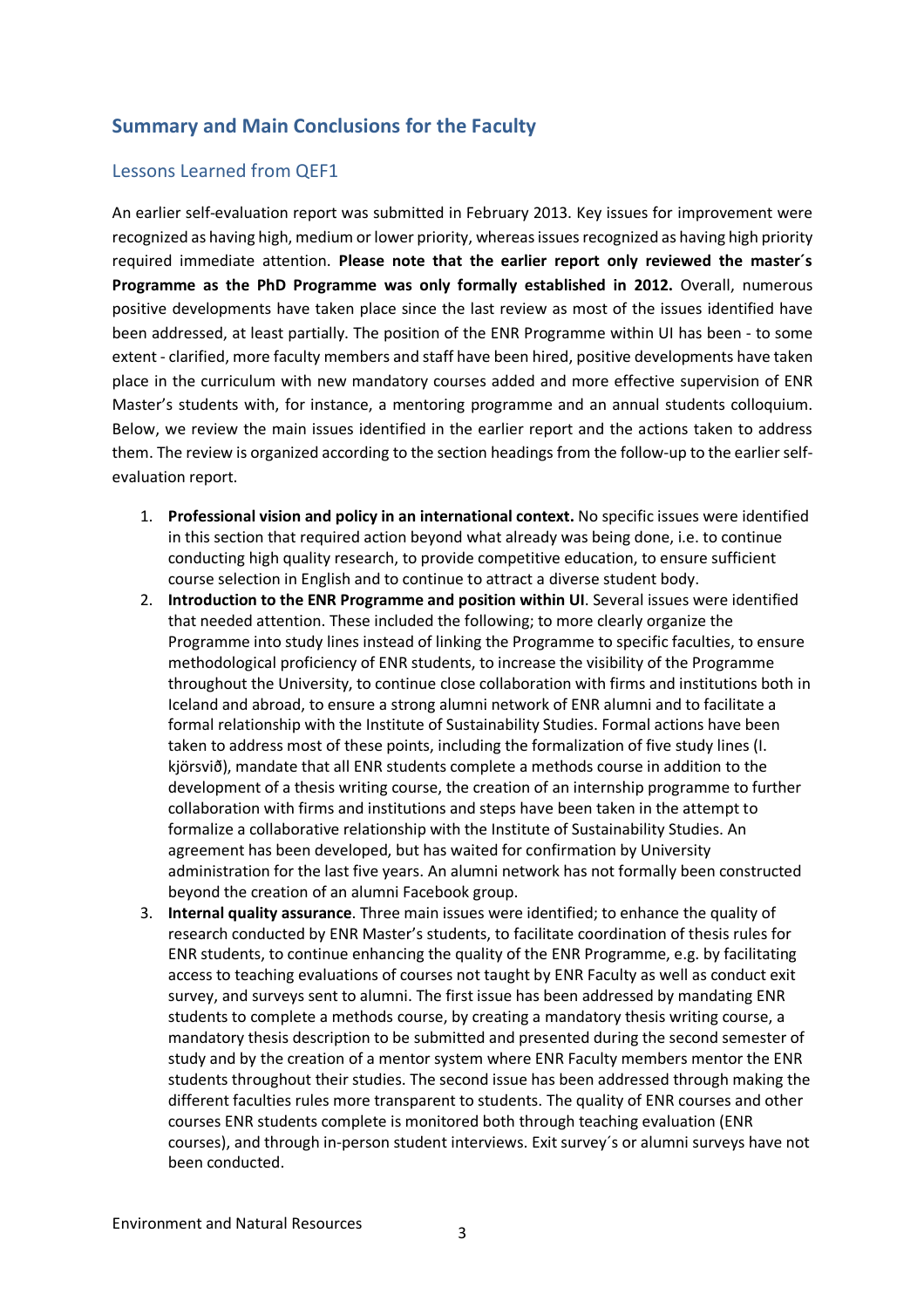## Summary and Main Conclusions for the Faculty

### Lessons Learned from QEF1

An earlier self-evaluation report was submitted in February 2013. Key issues for improvement were recognized as having high, medium or lower priority, whereas issues recognized as having high priority required immediate attention. **Please note that the earlier report only reviewed the master´s Programme as the PhD Programme was only formally established in 2012.** Overall, numerous positive developments have taken place since the last review as most of the issues identified have been addressed, at least partially. The position of the ENR Programme within UI has been - to some extent - clarified, more faculty members and staff have been hired, positive developments have taken place in the curriculum with new mandatory courses added and more effective supervision of ENR Master's students with, for instance, a mentoring programme and an annual students colloquium. Below, we review the main issues identified in the earlier report and the actions taken to address them. The review is organized according to the section headings from the follow-up to the earlier self-evaluation report.

1. **Professional vision and policy in an international context.** No specific issues were identified in this section that required action beyond what already was being done, i.e. to continue conducting high quality research, to provide competitive education, to ensure sufficient course selection in English and to continue to attract a diverse student body.
2. **Introduction to the ENR Programme and position within UI**. Several issues were identified that needed attention. These included the following; to more clearly organize the Programme into study lines instead of linking the Programme to specific faculties, to ensure methodological proficiency of ENR students, to increase the visibility of the Programme throughout the University, to continue close collaboration with firms and institutions both in Iceland and abroad, to ensure a strong alumni network of ENR alumni and to facilitate a formal relationship with the Institute of Sustainability Studies. Formal actions have been taken to address most of these points, including the formalization of five study lines (I. kjörsvið), mandate that all ENR students complete a methods course in addition to the development of a thesis writing course, the creation of an internship programme to further collaboration with firms and institutions and steps have been taken in the attempt to formalize a collaborative relationship with the Institute of Sustainability Studies. An agreement has been developed, but has waited for confirmation by University administration for the last five years. An alumni network has not formally been constructed beyond the creation of an alumni Facebook group.
3. **Internal quality assurance**. Three main issues were identified; to enhance the quality of research conducted by ENR Master's students, to facilitate coordination of thesis rules for ENR students, to continue enhancing the quality of the ENR Programme, e.g. by facilitating access to teaching evaluations of courses not taught by ENR Faculty as well as conduct exit survey, and surveys sent to alumni. The first issue has been addressed by mandating ENR students to complete a methods course, by creating a mandatory thesis writing course, a mandatory thesis description to be submitted and presented during the second semester of study and by the creation of a mentor system where ENR Faculty members mentor the ENR students throughout their studies. The second issue has been addressed through making the different faculties rules more transparent to students. The quality of ENR courses and other courses ENR students complete is monitored both through teaching evaluation (ENR courses), and through in-person student interviews. Exit survey´s or alumni surveys have not been conducted.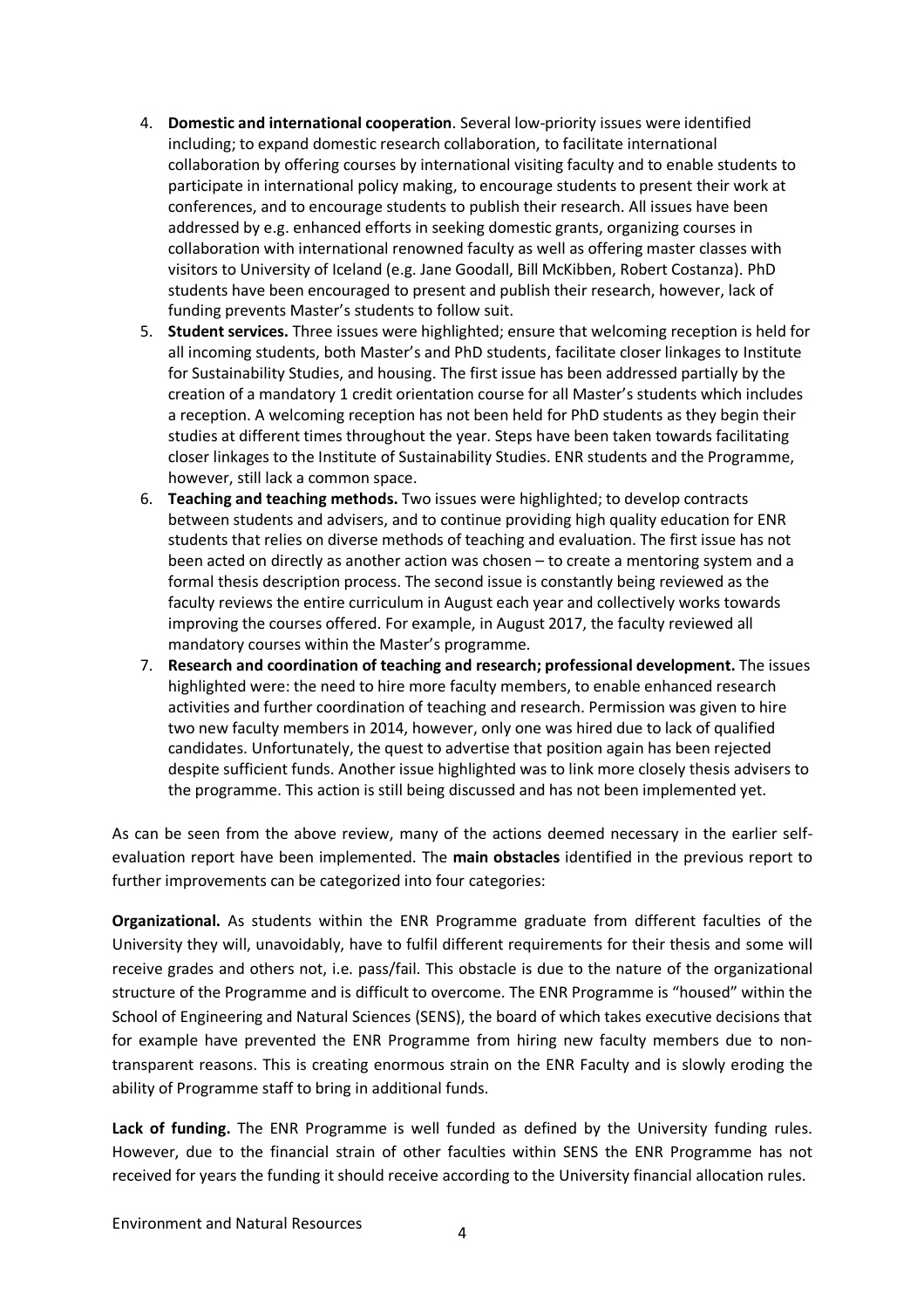4. **Domestic and international cooperation**. Several low-priority issues were identified including; to expand domestic research collaboration, to facilitate international collaboration by offering courses by international visiting faculty and to enable students to participate in international policy making, to encourage students to present their work at conferences, and to encourage students to publish their research. All issues have been addressed by e.g. enhanced efforts in seeking domestic grants, organizing courses in collaboration with international renowned faculty as well as offering master classes with visitors to University of Iceland (e.g. Jane Goodall, Bill McKibben, Robert Costanza). PhD students have been encouraged to present and publish their research, however, lack of funding prevents Master's students to follow suit.
5. **Student services.** Three issues were highlighted; ensure that welcoming reception is held for all incoming students, both Master's and PhD students, facilitate closer linkages to Institute for Sustainability Studies, and housing. The first issue has been addressed partially by the creation of a mandatory 1 credit orientation course for all Master's students which includes a reception. A welcoming reception has not been held for PhD students as they begin their studies at different times throughout the year. Steps have been taken towards facilitating closer linkages to the Institute of Sustainability Studies. ENR students and the Programme, however, still lack a common space.
6. **Teaching and teaching methods.** Two issues were highlighted; to develop contracts between students and advisers, and to continue providing high quality education for ENR students that relies on diverse methods of teaching and evaluation. The first issue has not been acted on directly as another action was chosen – to create a mentoring system and a formal thesis description process. The second issue is constantly being reviewed as the faculty reviews the entire curriculum in August each year and collectively works towards improving the courses offered. For example, in August 2017, the faculty reviewed all mandatory courses within the Master's programme.
7. **Research and coordination of teaching and research; professional development.** The issues highlighted were: the need to hire more faculty members, to enable enhanced research activities and further coordination of teaching and research. Permission was given to hire two new faculty members in 2014, however, only one was hired due to lack of qualified candidates. Unfortunately, the quest to advertise that position again has been rejected despite sufficient funds. Another issue highlighted was to link more closely thesis advisers to the programme. This action is still being discussed and has not been implemented yet.

As can be seen from the above review, many of the actions deemed necessary in the earlier self-evaluation report have been implemented. The **main obstacles** identified in the previous report to further improvements can be categorized into four categories:

**Organizational.** As students within the ENR Programme graduate from different faculties of the University they will, unavoidably, have to fulfil different requirements for their thesis and some will receive grades and others not, i.e. pass/fail. This obstacle is due to the nature of the organizational structure of the Programme and is difficult to overcome. The ENR Programme is "housed" within the School of Engineering and Natural Sciences (SENS), the board of which takes executive decisions that for example have prevented the ENR Programme from hiring new faculty members due to non-transparent reasons. This is creating enormous strain on the ENR Faculty and is slowly eroding the ability of Programme staff to bring in additional funds.

**Lack of funding.** The ENR Programme is well funded as defined by the University funding rules. However, due to the financial strain of other faculties within SENS the ENR Programme has not received for years the funding it should receive according to the University financial allocation rules.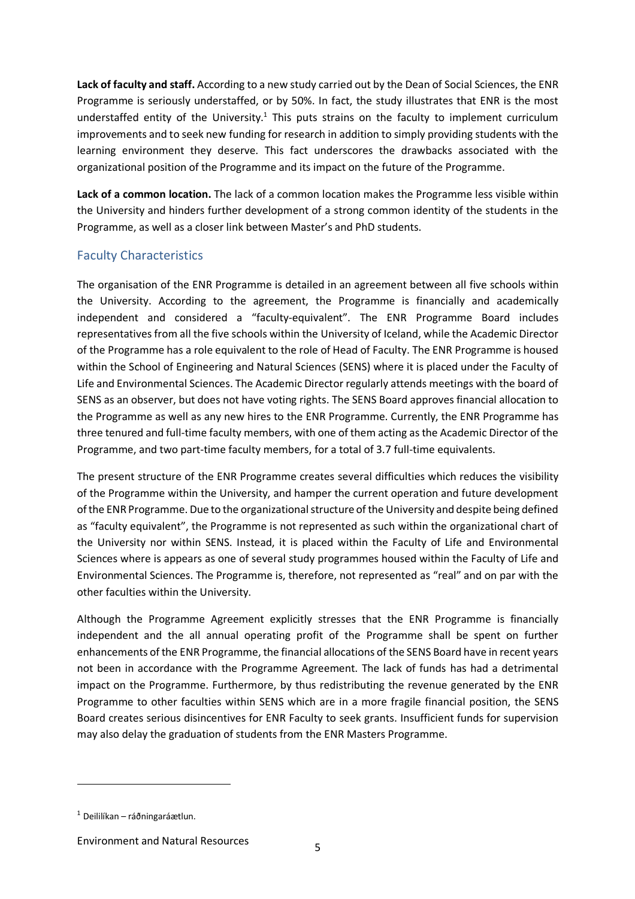**Lack of faculty and staff.** According to a new study carried out by the Dean of Social Sciences, the ENR Programme is seriously understaffed, or by 50%. In fact, the study illustrates that ENR is the most understaffed entity of the University.[1] This puts strains on the faculty to implement curriculum improvements and to seek new funding for research in addition to simply providing students with the learning environment they deserve. This fact underscores the drawbacks associated with the organizational position of the Programme and its impact on the future of the Programme.

**Lack of a common location.** The lack of a common location makes the Programme less visible within the University and hinders further development of a strong common identity of the students in the Programme, as well as a closer link between Master's and PhD students.

## Faculty Characteristics

The organisation of the ENR Programme is detailed in an agreement between all five schools within the University. According to the agreement, the Programme is financially and academically independent and considered a "faculty-equivalent". The ENR Programme Board includes representatives from all the five schools within the University of Iceland, while the Academic Director of the Programme has a role equivalent to the role of Head of Faculty. The ENR Programme is housed within the School of Engineering and Natural Sciences (SENS) where it is placed under the Faculty of Life and Environmental Sciences. The Academic Director regularly attends meetings with the board of SENS as an observer, but does not have voting rights. The SENS Board approves financial allocation to the Programme as well as any new hires to the ENR Programme. Currently, the ENR Programme has three tenured and full-time faculty members, with one of them acting as the Academic Director of the Programme, and two part-time faculty members, for a total of 3.7 full-time equivalents.

The present structure of the ENR Programme creates several difficulties which reduces the visibility of the Programme within the University, and hamper the current operation and future development of the ENR Programme. Due to the organizational structure of the University and despite being defined as "faculty equivalent", the Programme is not represented as such within the organizational chart of the University nor within SENS. Instead, it is placed within the Faculty of Life and Environmental Sciences where is appears as one of several study programmes housed within the Faculty of Life and Environmental Sciences. The Programme is, therefore, not represented as "real" and on par with the other faculties within the University.

Although the Programme Agreement explicitly stresses that the ENR Programme is financially independent and the all annual operating profit of the Programme shall be spent on further enhancements of the ENR Programme, the financial allocations of the SENS Board have in recent years not been in accordance with the Programme Agreement. The lack of funds has had a detrimental impact on the Programme. Furthermore, by thus redistributing the revenue generated by the ENR Programme to other faculties within SENS which are in a more fragile financial position, the SENS Board creates serious disincentives for ENR Faculty to seek grants. Insufficient funds for supervision may also delay the graduation of students from the ENR Masters Programme.

---

[1] Deililíkan – ráðningaráætlun.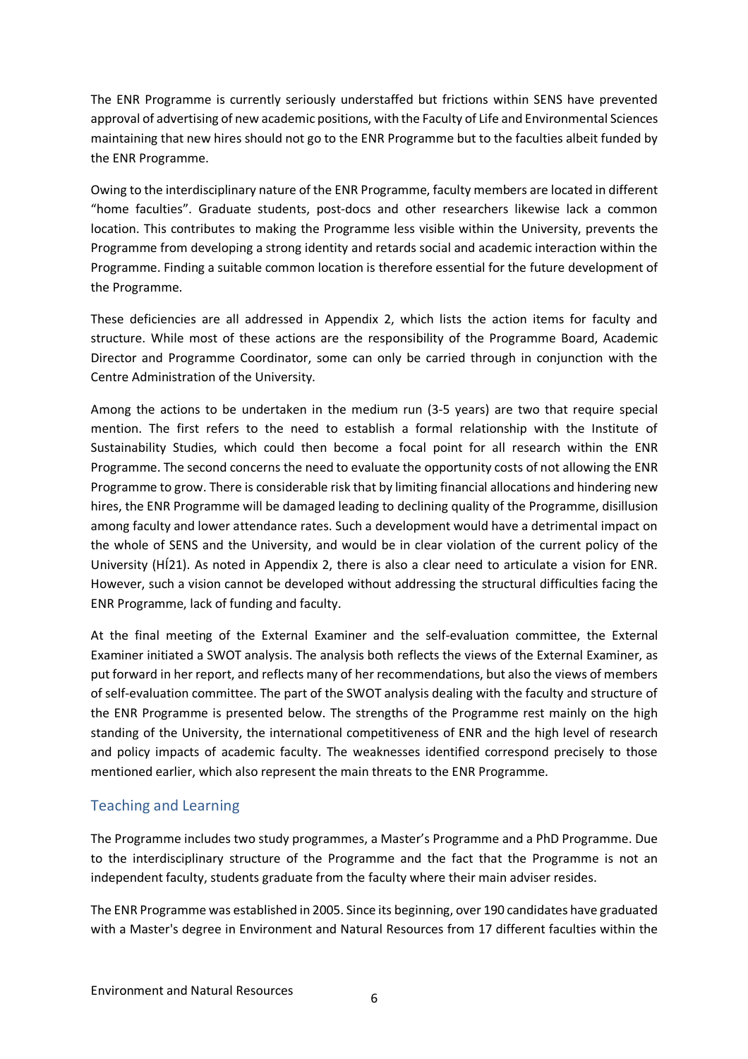The ENR Programme is currently seriously understaffed but frictions within SENS have prevented approval of advertising of new academic positions, with the Faculty of Life and Environmental Sciences maintaining that new hires should not go to the ENR Programme but to the faculties albeit funded by the ENR Programme.

Owing to the interdisciplinary nature of the ENR Programme, faculty members are located in different "home faculties". Graduate students, post-docs and other researchers likewise lack a common location. This contributes to making the Programme less visible within the University, prevents the Programme from developing a strong identity and retards social and academic interaction within the Programme. Finding a suitable common location is therefore essential for the future development of the Programme.

These deficiencies are all addressed in Appendix 2, which lists the action items for faculty and structure. While most of these actions are the responsibility of the Programme Board, Academic Director and Programme Coordinator, some can only be carried through in conjunction with the Centre Administration of the University.

Among the actions to be undertaken in the medium run (3-5 years) are two that require special mention. The first refers to the need to establish a formal relationship with the Institute of Sustainability Studies, which could then become a focal point for all research within the ENR Programme. The second concerns the need to evaluate the opportunity costs of not allowing the ENR Programme to grow. There is considerable risk that by limiting financial allocations and hindering new hires, the ENR Programme will be damaged leading to declining quality of the Programme, disillusion among faculty and lower attendance rates. Such a development would have a detrimental impact on the whole of SENS and the University, and would be in clear violation of the current policy of the University (HÍ21). As noted in Appendix 2, there is also a clear need to articulate a vision for ENR. However, such a vision cannot be developed without addressing the structural difficulties facing the ENR Programme, lack of funding and faculty.

At the final meeting of the External Examiner and the self-evaluation committee, the External Examiner initiated a SWOT analysis. The analysis both reflects the views of the External Examiner, as put forward in her report, and reflects many of her recommendations, but also the views of members of self-evaluation committee. The part of the SWOT analysis dealing with the faculty and structure of the ENR Programme is presented below. The strengths of the Programme rest mainly on the high standing of the University, the international competitiveness of ENR and the high level of research and policy impacts of academic faculty. The weaknesses identified correspond precisely to those mentioned earlier, which also represent the main threats to the ENR Programme.

## Teaching and Learning

The Programme includes two study programmes, a Master's Programme and a PhD Programme. Due to the interdisciplinary structure of the Programme and the fact that the Programme is not an independent faculty, students graduate from the faculty where their main adviser resides.

The ENR Programme was established in 2005. Since its beginning, over 190 candidates have graduated with a Master's degree in Environment and Natural Resources from 17 different faculties within the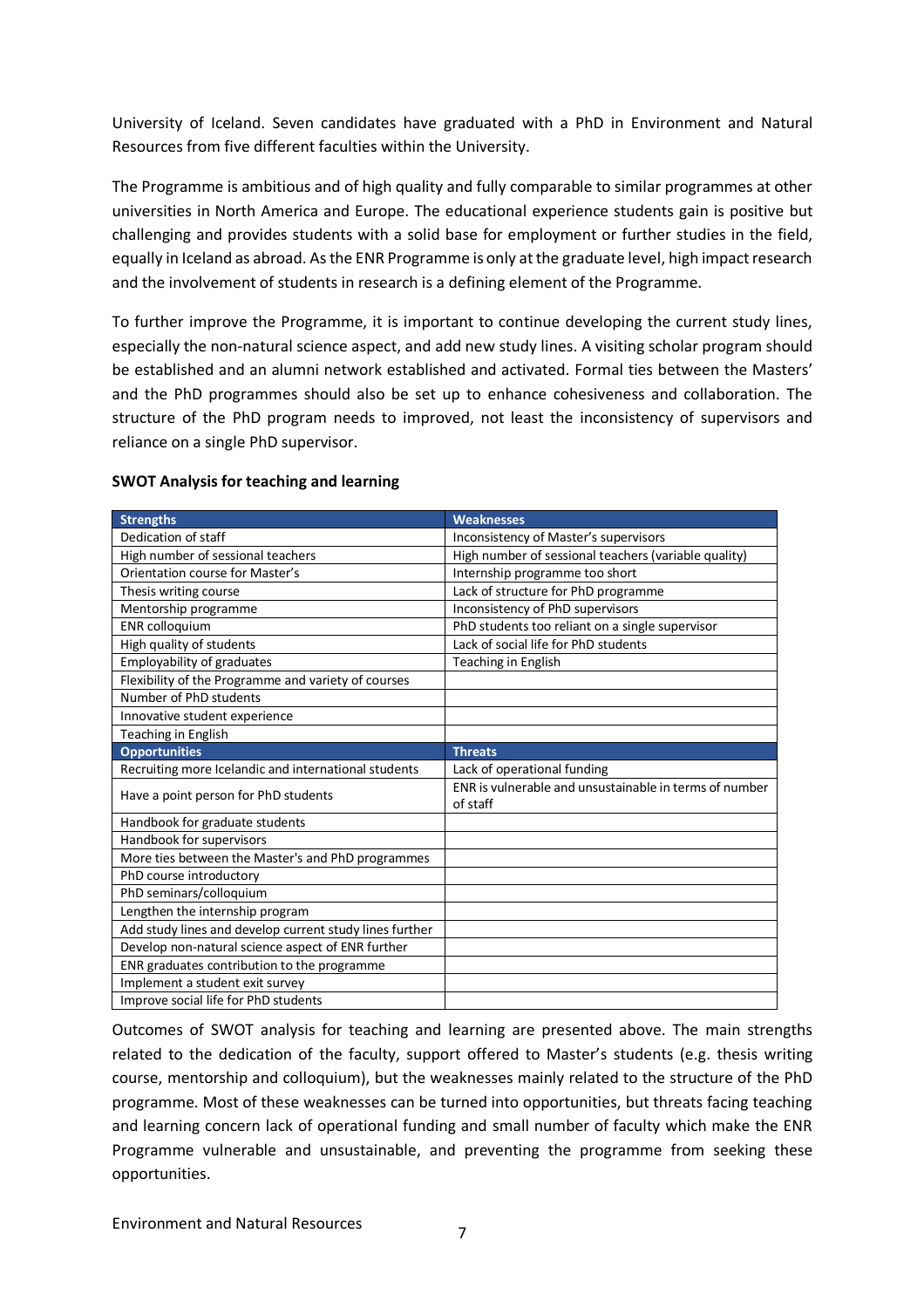University of Iceland. Seven candidates have graduated with a PhD in Environment and Natural Resources from five different faculties within the University.

The Programme is ambitious and of high quality and fully comparable to similar programmes at other universities in North America and Europe. The educational experience students gain is positive but challenging and provides students with a solid base for employment or further studies in the field, equally in Iceland as abroad. As the ENR Programme is only at the graduate level, high impact research and the involvement of students in research is a defining element of the Programme.

To further improve the Programme, it is important to continue developing the current study lines, especially the non-natural science aspect, and add new study lines. A visiting scholar program should be established and an alumni network established and activated. Formal ties between the Masters' and the PhD programmes should also be set up to enhance cohesiveness and collaboration. The structure of the PhD program needs to improved, not least the inconsistency of supervisors and reliance on a single PhD supervisor.

**SWOT Analysis for teaching and learning**

| **Strengths** | **Weaknesses** |
|---|---|
| Dedication of staff | Inconsistency of Master's supervisors |
| High number of sessional teachers | High number of sessional teachers (variable quality) |
| Orientation course for Master's | Internship programme too short |
| Thesis writing course | Lack of structure for PhD programme |
| Mentorship programme | Inconsistency of PhD supervisors |
| ENR colloquium | PhD students too reliant on a single supervisor |
| High quality of students | Lack of social life for PhD students |
| Employability of graduates | Teaching in English |
| Flexibility of the Programme and variety of courses | |
| Number of PhD students | |
| Innovative student experience | |
| Teaching in English | |
| **Opportunities** | **Threats** |
| Recruiting more Icelandic and international students | Lack of operational funding |
| Have a point person for PhD students | ENR is vulnerable and unsustainable in terms of number of staff |
| Handbook for graduate students | |
| Handbook for supervisors | |
| More ties between the Master's and PhD programmes | |
| PhD course introductory | |
| PhD seminars/colloquium | |
| Lengthen the internship program | |
| Add study lines and develop current study lines further | |
| Develop non-natural science aspect of ENR further | |
| ENR graduates contribution to the programme | |
| Implement a student exit survey | |
| Improve social life for PhD students | |

Outcomes of SWOT analysis for teaching and learning are presented above. The main strengths related to the dedication of the faculty, support offered to Master's students (e.g. thesis writing course, mentorship and colloquium), but the weaknesses mainly related to the structure of the PhD programme. Most of these weaknesses can be turned into opportunities, but threats facing teaching and learning concern lack of operational funding and small number of faculty which make the ENR Programme vulnerable and unsustainable, and preventing the programme from seeking these opportunities.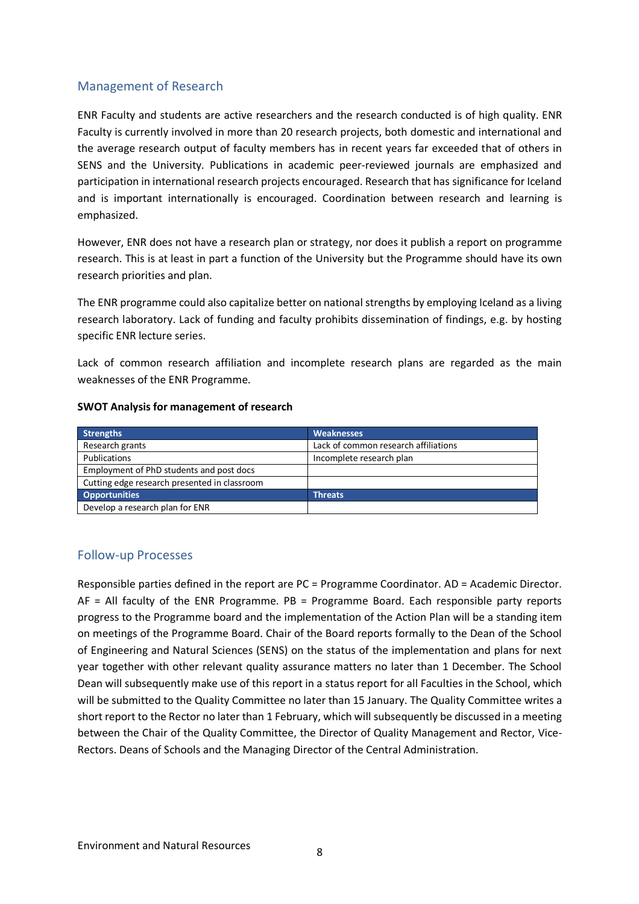## Management of Research

ENR Faculty and students are active researchers and the research conducted is of high quality. ENR Faculty is currently involved in more than 20 research projects, both domestic and international and the average research output of faculty members has in recent years far exceeded that of others in SENS and the University. Publications in academic peer-reviewed journals are emphasized and participation in international research projects encouraged. Research that has significance for Iceland and is important internationally is encouraged. Coordination between research and learning is emphasized.

However, ENR does not have a research plan or strategy, nor does it publish a report on programme research. This is at least in part a function of the University but the Programme should have its own research priorities and plan.

The ENR programme could also capitalize better on national strengths by employing Iceland as a living research laboratory. Lack of funding and faculty prohibits dissemination of findings, e.g. by hosting specific ENR lecture series.

Lack of common research affiliation and incomplete research plans are regarded as the main weaknesses of the ENR Programme.

**SWOT Analysis for management of research**

| Strengths | Weaknesses |
|---|---|
| Research grants | Lack of common research affiliations |
| Publications | Incomplete research plan |
| Employment of PhD students and post docs | |
| Cutting edge research presented in classroom | |
| **Opportunities** | **Threats** |
| Develop a research plan for ENR | |

## Follow-up Processes

Responsible parties defined in the report are PC = Programme Coordinator. AD = Academic Director. AF = All faculty of the ENR Programme. PB = Programme Board. Each responsible party reports progress to the Programme board and the implementation of the Action Plan will be a standing item on meetings of the Programme Board. Chair of the Board reports formally to the Dean of the School of Engineering and Natural Sciences (SENS) on the status of the implementation and plans for next year together with other relevant quality assurance matters no later than 1 December. The School Dean will subsequently make use of this report in a status report for all Faculties in the School, which will be submitted to the Quality Committee no later than 15 January. The Quality Committee writes a short report to the Rector no later than 1 February, which will subsequently be discussed in a meeting between the Chair of the Quality Committee, the Director of Quality Management and Rector, Vice-Rectors. Deans of Schools and the Managing Director of the Central Administration.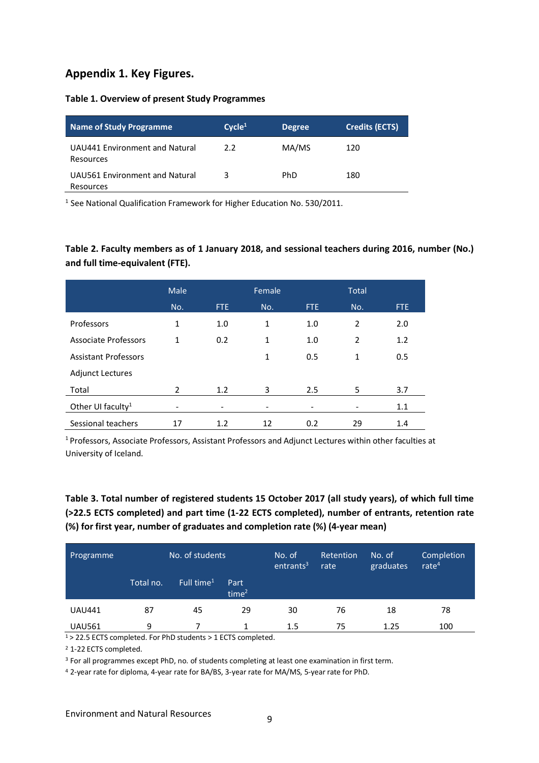## Appendix 1. Key Figures.

**Table 1. Overview of present Study Programmes**

| Name of Study Programme | Cycle[1] | Degree | Credits (ECTS) |
|---|---|---|---|
| UAU441 Environment and Natural Resources | 2.2 | MA/MS | 120 |
| UAU561 Environment and Natural Resources | 3 | PhD | 180 |

[1] See National Qualification Framework for Higher Education No. 530/2011.

**Table 2. Faculty members as of 1 January 2018, and sessional teachers during 2016, number (No.) and full time-equivalent (FTE).**

| | Male | | Female | | Total | |
|---|---|---|---|---|---|---|
| | No. | FTE | No. | FTE | No. | FTE |
| Professors | 1 | 1.0 | 1 | 1.0 | 2 | 2.0 |
| Associate Professors | 1 | 0.2 | 1 | 1.0 | 2 | 1.2 |
| Assistant Professors | | | 1 | 0.5 | 1 | 0.5 |
| Adjunct Lectures | | | | | | |
| Total | 2 | 1.2 | 3 | 2.5 | 5 | 3.7 |
| Other UI faculty[1] | - | - | - | - | - | 1.1 |
| Sessional teachers | 17 | 1.2 | 12 | 0.2 | 29 | 1.4 |

[1] Professors, Associate Professors, Assistant Professors and Adjunct Lectures within other faculties at University of Iceland.

**Table 3. Total number of registered students 15 October 2017 (all study years), of which full time (>22.5 ECTS completed) and part time (1-22 ECTS completed), number of entrants, retention rate (%) for first year, number of graduates and completion rate (%) (4-year mean)**

| Programme | No. of students | | | No. of entrants[3] | Retention rate | No. of graduates | Completion rate[4] |
|---|---|---|---|---|---|---|---|
| | Total no. | Full time[1] | Part time[2] | | | | |
| UAU441 | 87 | 45 | 29 | 30 | 76 | 18 | 78 |
| UAU561 | 9 | 7 | 1 | 1.5 | 75 | 1.25 | 100 |

[1] > 22.5 ECTS completed. For PhD students > 1 ECTS completed.

[2] 1-22 ECTS completed.

[3] For all programmes except PhD, no. of students completing at least one examination in first term.

[4] 2-year rate for diploma, 4-year rate for BA/BS, 3-year rate for MA/MS, 5-year rate for PhD.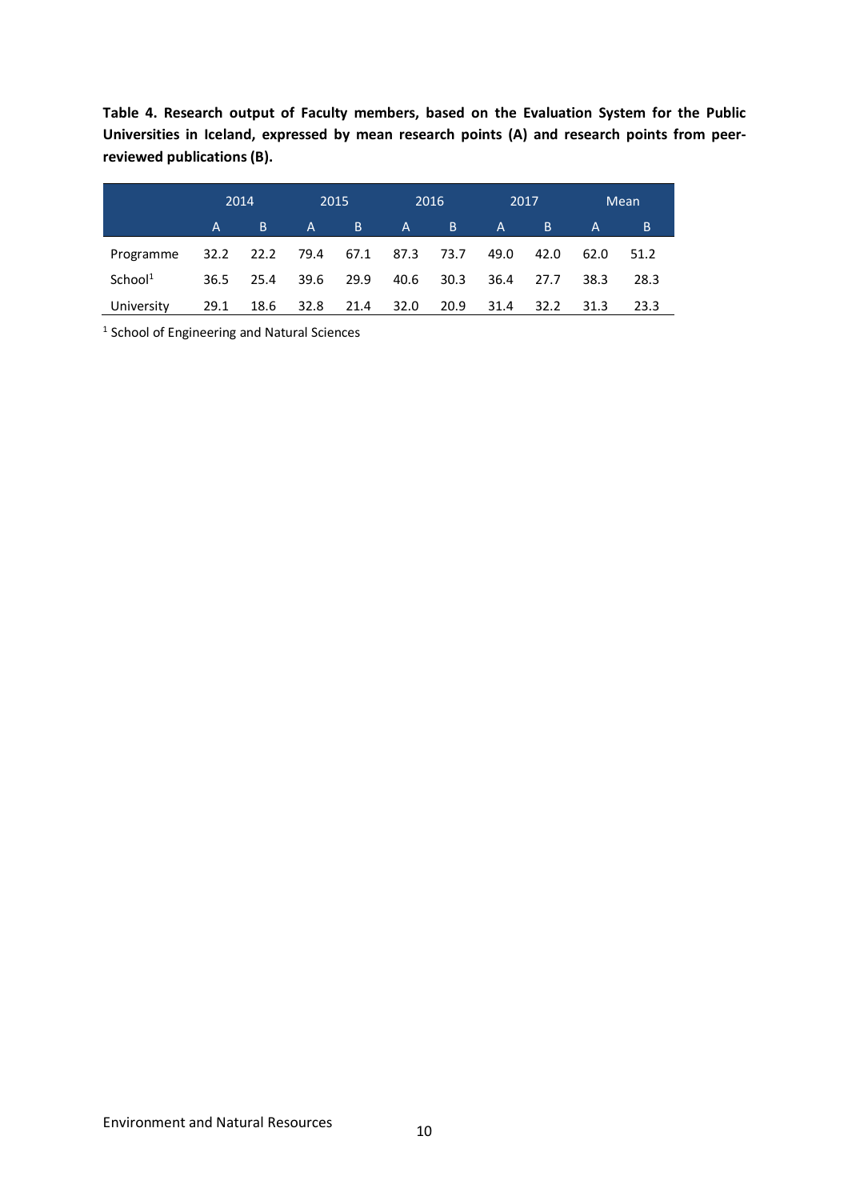**Table 4. Research output of Faculty members, based on the Evaluation System for the Public Universities in Iceland, expressed by mean research points (A) and research points from peer-reviewed publications (B).**

| | 2014 | | 2015 | | 2016 | | 2017 | | Mean | |
|---|---|---|---|---|---|---|---|---|---|---|
| | A | B | A | B | A | B | A | B | A | B |
| Programme | 32.2 | 22.2 | 79.4 | 67.1 | 87.3 | 73.7 | 49.0 | 42.0 | 62.0 | 51.2 |
| School[1] | 36.5 | 25.4 | 39.6 | 29.9 | 40.6 | 30.3 | 36.4 | 27.7 | 38.3 | 28.3 |
| University | 29.1 | 18.6 | 32.8 | 21.4 | 32.0 | 20.9 | 31.4 | 32.2 | 31.3 | 23.3 |

[1] School of Engineering and Natural Sciences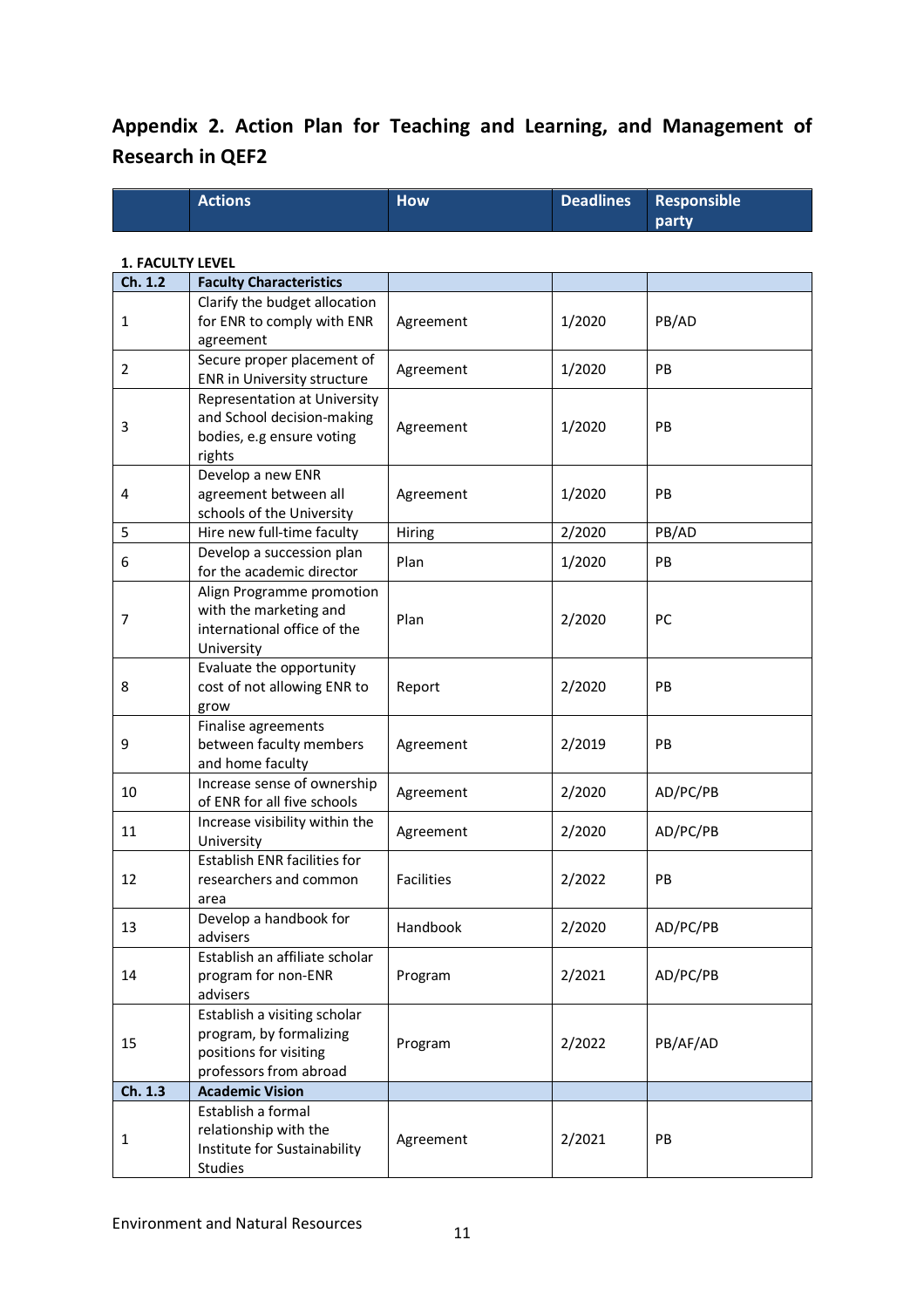## Appendix 2. Action Plan for Teaching and Learning, and Management of Research in QEF2

| | Actions | How | Deadlines | Responsible party |
|---|---|---|---|---|
| **1. FACULTY LEVEL** | | | | |
| **Ch. 1.2** | **Faculty Characteristics** | | | |
| 1 | Clarify the budget allocation for ENR to comply with ENR agreement | Agreement | 1/2020 | PB/AD |
| 2 | Secure proper placement of ENR in University structure | Agreement | 1/2020 | PB |
| 3 | Representation at University and School decision-making bodies, e.g ensure voting rights | Agreement | 1/2020 | PB |
| 4 | Develop a new ENR agreement between all schools of the University | Agreement | 1/2020 | PB |
| 5 | Hire new full-time faculty | Hiring | 2/2020 | PB/AD |
| 6 | Develop a succession plan for the academic director | Plan | 1/2020 | PB |
| 7 | Align Programme promotion with the marketing and international office of the University | Plan | 2/2020 | PC |
| 8 | Evaluate the opportunity cost of not allowing ENR to grow | Report | 2/2020 | PB |
| 9 | Finalise agreements between faculty members and home faculty | Agreement | 2/2019 | PB |
| 10 | Increase sense of ownership of ENR for all five schools | Agreement | 2/2020 | AD/PC/PB |
| 11 | Increase visibility within the University | Agreement | 2/2020 | AD/PC/PB |
| 12 | Establish ENR facilities for researchers and common area | Facilities | 2/2022 | PB |
| 13 | Develop a handbook for advisers | Handbook | 2/2020 | AD/PC/PB |
| 14 | Establish an affiliate scholar program for non-ENR advisers | Program | 2/2021 | AD/PC/PB |
| 15 | Establish a visiting scholar program, by formalizing positions for visiting professors from abroad | Program | 2/2022 | PB/AF/AD |
| **Ch. 1.3** | **Academic Vision** | | | |
| 1 | Establish a formal relationship with the Institute for Sustainability Studies | Agreement | 2/2021 | PB |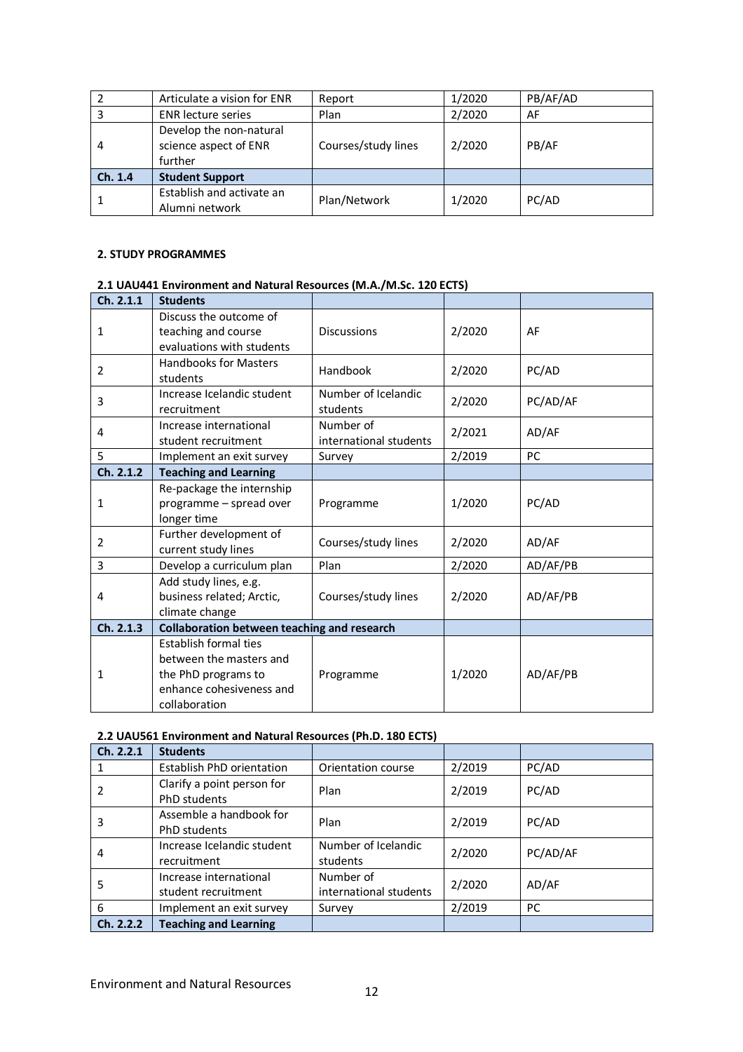| | | | | |
|---|---|---|---|---|
| 2 | Articulate a vision for ENR | Report | 1/2020 | PB/AF/AD |
| 3 | ENR lecture series | Plan | 2/2020 | AF |
| 4 | Develop the non-natural science aspect of ENR further | Courses/study lines | 2/2020 | PB/AF |
| **Ch. 1.4** | **Student Support** | | | |
| 1 | Establish and activate an Alumni network | Plan/Network | 1/2020 | PC/AD |

**2. STUDY PROGRAMMES**

**2.1 UAU441 Environment and Natural Resources (M.A./M.Sc. 120 ECTS)**

| **Ch. 2.1.1** | **Students** | | | |
|---|---|---|---|---|
| 1 | Discuss the outcome of teaching and course evaluations with students | Discussions | 2/2020 | AF |
| 2 | Handbooks for Masters students | Handbook | 2/2020 | PC/AD |
| 3 | Increase Icelandic student recruitment | Number of Icelandic students | 2/2020 | PC/AD/AF |
| 4 | Increase international student recruitment | Number of international students | 2/2021 | AD/AF |
| 5 | Implement an exit survey | Survey | 2/2019 | PC |
| **Ch. 2.1.2** | **Teaching and Learning** | | | |
| 1 | Re-package the internship programme – spread over longer time | Programme | 1/2020 | PC/AD |
| 2 | Further development of current study lines | Courses/study lines | 2/2020 | AD/AF |
| 3 | Develop a curriculum plan | Plan | 2/2020 | AD/AF/PB |
| 4 | Add study lines, e.g. business related; Arctic, climate change | Courses/study lines | 2/2020 | AD/AF/PB |
| **Ch. 2.1.3** | **Collaboration between teaching and research** | | | |
| 1 | Establish formal ties between the masters and the PhD programs to enhance cohesiveness and collaboration | Programme | 1/2020 | AD/AF/PB |

**2.2 UAU561 Environment and Natural Resources (Ph.D. 180 ECTS)**

| **Ch. 2.2.1** | **Students** | | | |
|---|---|---|---|---|
| 1 | Establish PhD orientation | Orientation course | 2/2019 | PC/AD |
| 2 | Clarify a point person for PhD students | Plan | 2/2019 | PC/AD |
| 3 | Assemble a handbook for PhD students | Plan | 2/2019 | PC/AD |
| 4 | Increase Icelandic student recruitment | Number of Icelandic students | 2/2020 | PC/AD/AF |
| 5 | Increase international student recruitment | Number of international students | 2/2020 | AD/AF |
| 6 | Implement an exit survey | Survey | 2/2019 | PC |
| **Ch. 2.2.2** | **Teaching and Learning** | | | |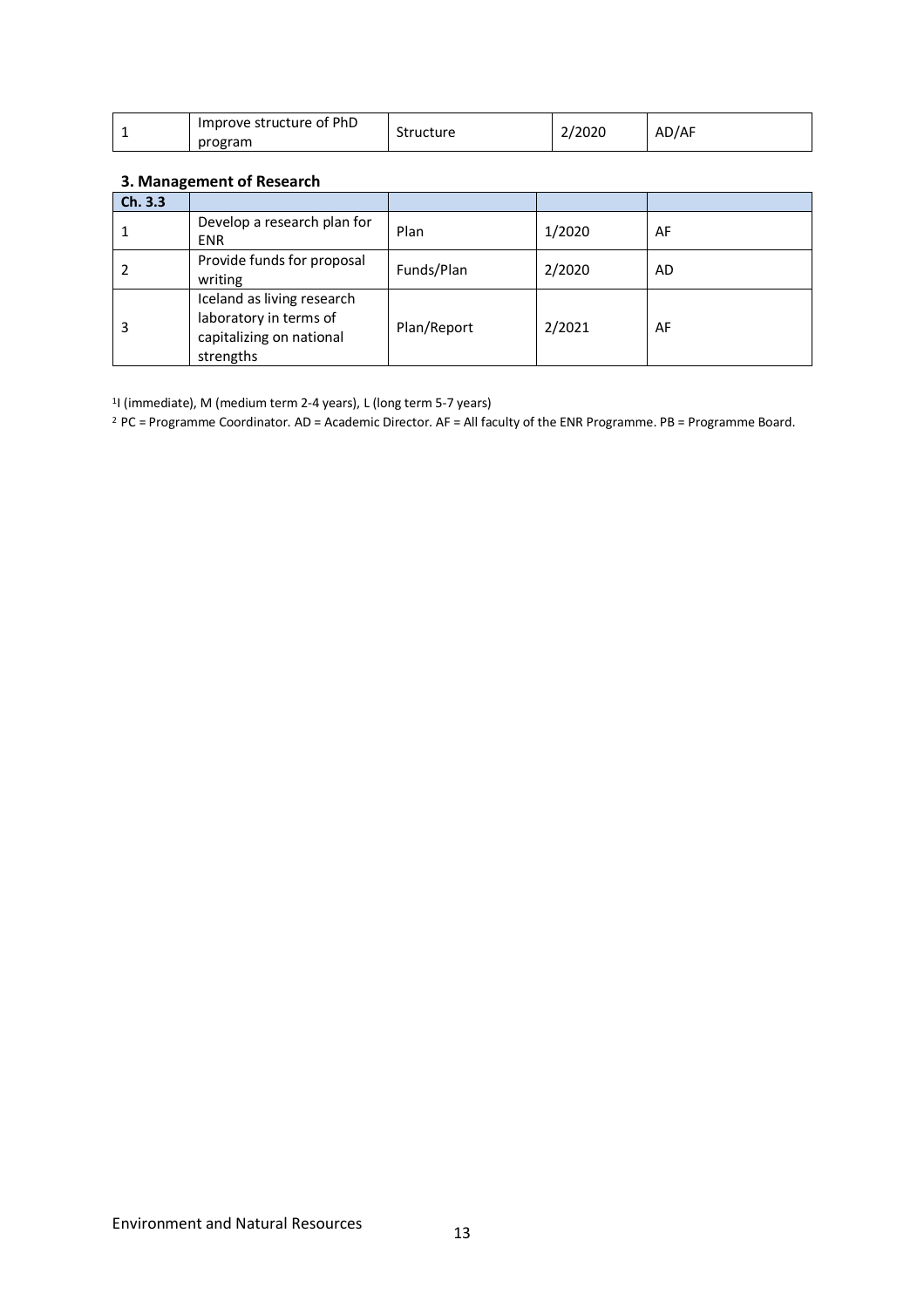| | | | | |
|---|---|---|---|---|
| 1 | Improve structure of PhD program | Structure | 2/2020 | AD/AF |

**3. Management of Research**

| Ch. 3.3 | | | | |
|---|---|---|---|---|
| 1 | Develop a research plan for ENR | Plan | 1/2020 | AF |
| 2 | Provide funds for proposal writing | Funds/Plan | 2/2020 | AD |
| 3 | Iceland as living research laboratory in terms of capitalizing on national strengths | Plan/Report | 2/2021 | AF |

[1]I (immediate), M (medium term 2-4 years), L (long term 5-7 years)

[2] PC = Programme Coordinator. AD = Academic Director. AF = All faculty of the ENR Programme. PB = Programme Board.